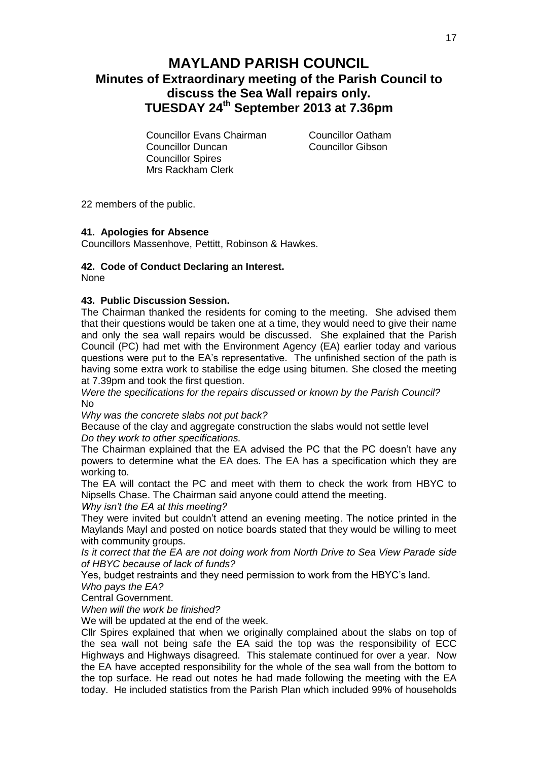# MAYLAND PARISH COUNCIL

## Minutes of Extraordinary meeting of the Parish Council to discuss the Sea Wall repairs only.

## TUESDAY 24th September 2013 at 7.36pm

Councillor Evans Chairman
Councillor Duncan
Councillor Spires
Mrs Rackham Clerk
Councillor Oatham
Councillor Gibson

22 members of the public.

**41. Apologies for Absence**

Councillors Massenhove, Pettitt, Robinson & Hawkes.

**42. Code of Conduct Declaring an Interest.**

None

**43. Public Discussion Session.**

The Chairman thanked the residents for coming to the meeting. She advised them that their questions would be taken one at a time, they would need to give their name and only the sea wall repairs would be discussed. She explained that the Parish Council (PC) had met with the Environment Agency (EA) earlier today and various questions were put to the EA's representative. The unfinished section of the path is having some extra work to stabilise the edge using bitumen. She closed the meeting at 7.39pm and took the first question.

*Were the specifications for the repairs discussed or known by the Parish Council?*

No

*Why was the concrete slabs not put back?*

Because of the clay and aggregate construction the slabs would not settle level

*Do they work to other specifications.*

The Chairman explained that the EA advised the PC that the PC doesn't have any powers to determine what the EA does. The EA has a specification which they are working to.

The EA will contact the PC and meet with them to check the work from HBYC to Nipsells Chase. The Chairman said anyone could attend the meeting.

*Why isn't the EA at this meeting?*

They were invited but couldn't attend an evening meeting. The notice printed in the Maylands Mayl and posted on notice boards stated that they would be willing to meet with community groups.

*Is it correct that the EA are not doing work from North Drive to Sea View Parade side of HBYC because of lack of funds?*

Yes, budget restraints and they need permission to work from the HBYC's land.

*Who pays the EA?*

Central Government.

*When will the work be finished?*

We will be updated at the end of the week.

Cllr Spires explained that when we originally complained about the slabs on top of the sea wall not being safe the EA said the top was the responsibility of ECC Highways and Highways disagreed. This stalemate continued for over a year. Now the EA have accepted responsibility for the whole of the sea wall from the bottom to the top surface. He read out notes he had made following the meeting with the EA today. He included statistics from the Parish Plan which included 99% of households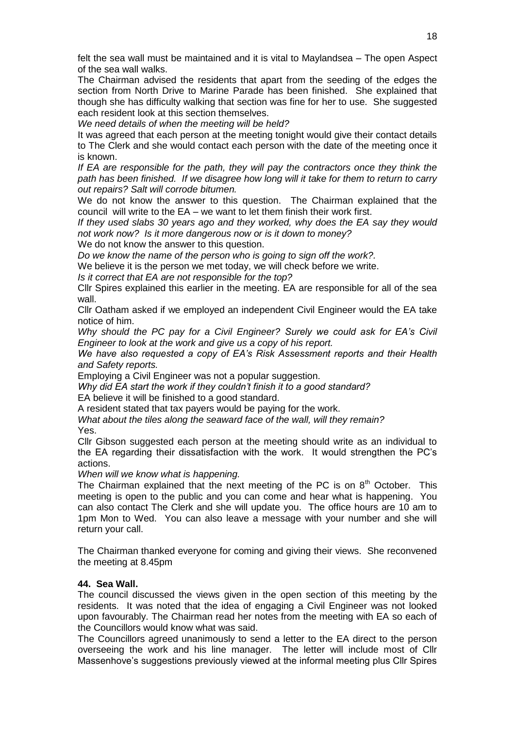felt the sea wall must be maintained and it is vital to Maylandsea – The open Aspect of the sea wall walks.

The Chairman advised the residents that apart from the seeding of the edges the section from North Drive to Marine Parade has been finished. She explained that though she has difficulty walking that section was fine for her to use. She suggested each resident look at this section themselves.

*We need details of when the meeting will be held?*

It was agreed that each person at the meeting tonight would give their contact details to The Clerk and she would contact each person with the date of the meeting once it is known.

*If EA are responsible for the path, they will pay the contractors once they think the path has been finished. If we disagree how long will it take for them to return to carry out repairs? Salt will corrode bitumen.*

We do not know the answer to this question. The Chairman explained that the council will write to the EA – we want to let them finish their work first.

*If they used slabs 30 years ago and they worked, why does the EA say they would not work now? Is it more dangerous now or is it down to money?*

We do not know the answer to this question.

*Do we know the name of the person who is going to sign off the work?.*

We believe it is the person we met today, we will check before we write.

*Is it correct that EA are not responsible for the top?*

Cllr Spires explained this earlier in the meeting. EA are responsible for all of the sea wall.

Cllr Oatham asked if we employed an independent Civil Engineer would the EA take notice of him.

*Why should the PC pay for a Civil Engineer? Surely we could ask for EA's Civil Engineer to look at the work and give us a copy of his report.*

*We have also requested a copy of EA's Risk Assessment reports and their Health and Safety reports.*

Employing a Civil Engineer was not a popular suggestion.

*Why did EA start the work if they couldn't finish it to a good standard?*

EA believe it will be finished to a good standard.

A resident stated that tax payers would be paying for the work.

*What about the tiles along the seaward face of the wall, will they remain?*

Yes.

Cllr Gibson suggested each person at the meeting should write as an individual to the EA regarding their dissatisfaction with the work. It would strengthen the PC's actions.

*When will we know what is happening.*

The Chairman explained that the next meeting of the PC is on 8th October. This meeting is open to the public and you can come and hear what is happening. You can also contact The Clerk and she will update you. The office hours are 10 am to 1pm Mon to Wed. You can also leave a message with your number and she will return your call.

The Chairman thanked everyone for coming and giving their views. She reconvened the meeting at 8.45pm

**44. Sea Wall.**

The council discussed the views given in the open section of this meeting by the residents. It was noted that the idea of engaging a Civil Engineer was not looked upon favourably. The Chairman read her notes from the meeting with EA so each of the Councillors would know what was said.

The Councillors agreed unanimously to send a letter to the EA direct to the person overseeing the work and his line manager. The letter will include most of Cllr Massenhove's suggestions previously viewed at the informal meeting plus Cllr Spires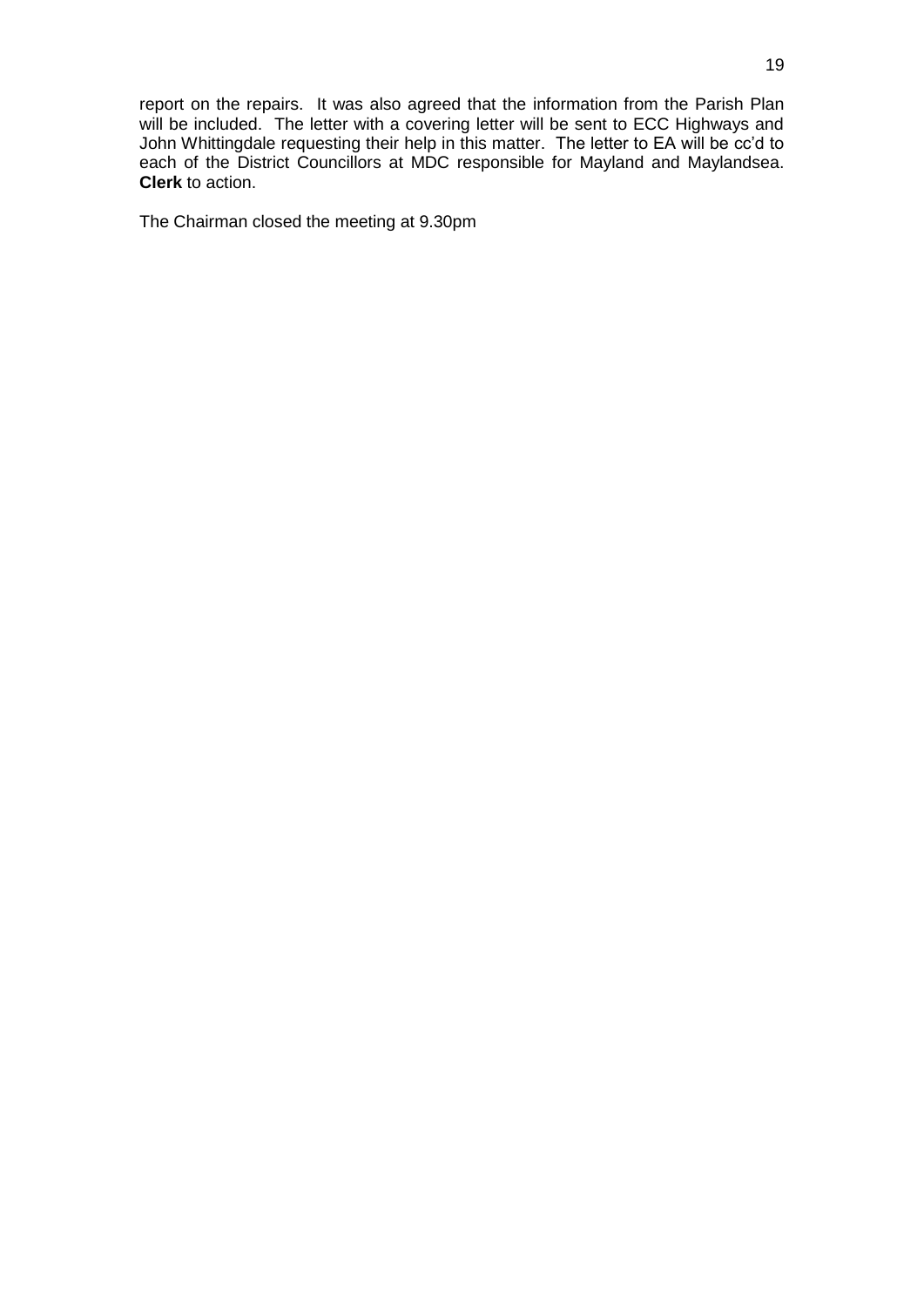report on the repairs. It was also agreed that the information from the Parish Plan will be included. The letter with a covering letter will be sent to ECC Highways and John Whittingdale requesting their help in this matter. The letter to EA will be cc'd to each of the District Councillors at MDC responsible for Mayland and Maylandsea. **Clerk** to action.

The Chairman closed the meeting at 9.30pm